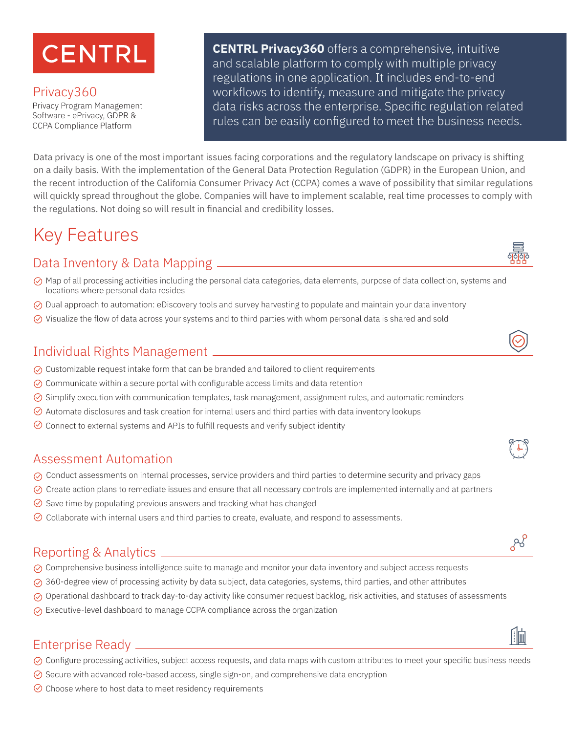# CENTRL

## Privacy360

Privacy Program Management Software - ePrivacy, GDPR & CCPA Compliance Platform

**CENTRL Privacy360** offers a comprehensive, intuitive and scalable platform to comply with multiple privacy regulations in one application. It includes end-to-end workflows to identify, measure and mitigate the privacy data risks across the enterprise. Specific regulation related rules can be easily configured to meet the business needs.

Data privacy is one of the most important issues facing corporations and the regulatory landscape on privacy is shifting on a daily basis. With the implementation of the General Data Protection Regulation (GDPR) in the European Union, and the recent introduction of the California Consumer Privacy Act (CCPA) comes a wave of possibility that similar regulations will quickly spread throughout the globe. Companies will have to implement scalable, real time processes to comply with the regulations. Not doing so will result in financial and credibility losses.

# Key Features

## Data Inventory & Data Mapping

- Map of all processing activities including the personal data categories, data elements, purpose of data collection, systems and locations where personal data resides
- Dual approach to automation: eDiscovery tools and survey harvesting to populate and maintain your data inventory
- Visualize the flow of data across your systems and to third parties with whom personal data is shared and sold

## Individual Rights Management

- Customizable request intake form that can be branded and tailored to client requirements
- Communicate within a secure portal with configurable access limits and data retention
- Simplify execution with communication templates, task management, assignment rules, and automatic reminders
- Automate disclosures and task creation for internal users and third parties with data inventory lookups
- Connect to external systems and APIs to fulfill requests and verify subject identity

## Assessment Automation

- Conduct assessments on internal processes, service providers and third parties to determine security and privacy gaps
- Create action plans to remediate issues and ensure that all necessary controls are implemented internally and at partners
- Save time by populating previous answers and tracking what has changed
- Collaborate with internal users and third parties to create, evaluate, and respond to assessments.

## Reporting & Analytics

- Comprehensive business intelligence suite to manage and monitor your data inventory and subject access requests
- 360-degree view of processing activity by data subject, data categories, systems, third parties, and other attributes
- Operational dashboard to track day-to-day activity like consumer request backlog, risk activities, and statuses of assessments
- Executive-level dashboard to manage CCPA compliance across the organization

## Enterprise Ready

- Configure processing activities, subject access requests, and data maps with custom attributes to meet your specific business needs
- Secure with advanced role-based access, single sign-on, and comprehensive data encryption
- Choose where to host data to meet residency requirements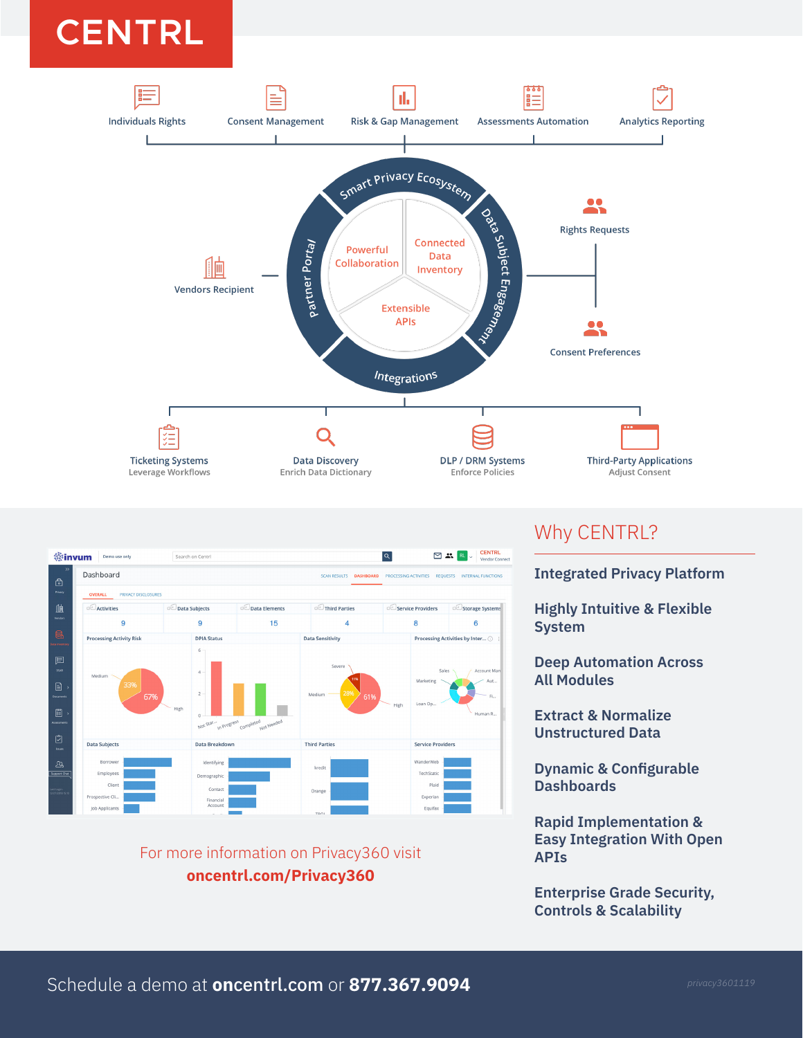# CENTRL

Individuals Rights

Consent Management

Risk & Gap Management

Assessments Automation

Analytics Reporting

Smart Privacy Ecosystem

Partner Portal

Data Subject Engagement

Integrations

Powerful Collaboration

Connected Data Inventory

Extensible APIs

Vendors Recipient

Rights Requests

Consent Preferences

Ticketing Systems
Leverage Workflows

Data Discovery
Enrich Data Dictionary

DLP / DRM Systems
Enforce Policies

Third-Party Applications
Adjust Consent

## Why CENTRL?

**Integrated Privacy Platform**

**Highly Intuitive & Flexible System**

**Deep Automation Across All Modules**

**Extract & Normalize Unstructured Data**

**Dynamic & Configurable Dashboards**

**Rapid Implementation & Easy Integration With Open APIs**

**Enterprise Grade Security, Controls & Scalability**

For more information on Privacy360 visit
**oncentrl.com/Privacy360**

Schedule a demo at **oncentrl.com** or **877.367.9094**

privacy3601119